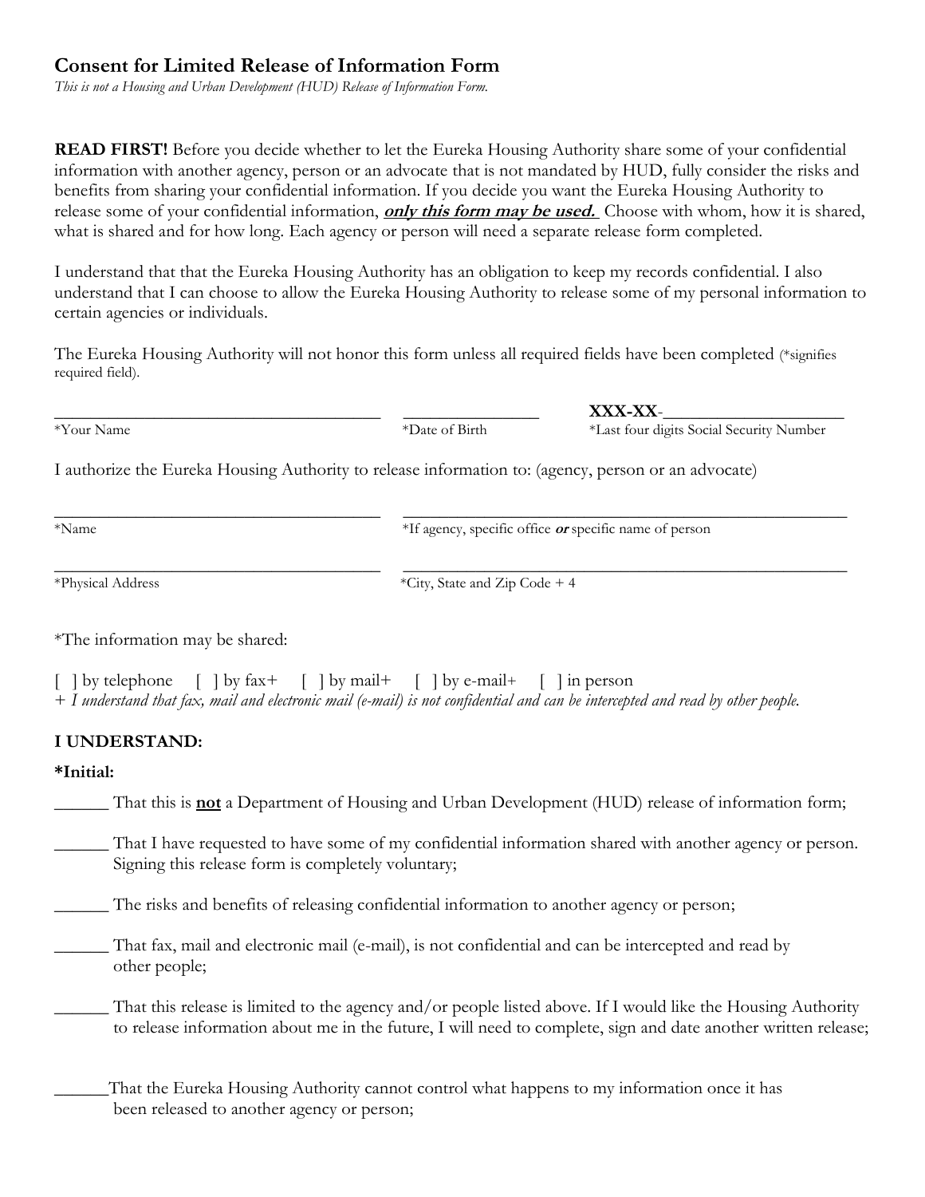## Consent for Limited Release of Information Form

*This is not a Housing and Urban Development (HUD) Release of Information Form.*

**READ FIRST!** Before you decide whether to let the Eureka Housing Authority share some of your confidential information with another agency, person or an advocate that is not mandated by HUD, fully consider the risks and benefits from sharing your confidential information. If you decide you want the Eureka Housing Authority to release some of your confidential information, ***only this form may be used.*** Choose with whom, how it is shared, what is shared and for how long. Each agency or person will need a separate release form completed.

I understand that that the Eureka Housing Authority has an obligation to keep my records confidential. I also understand that I can choose to allow the Eureka Housing Authority to release some of my personal information to certain agencies or individuals.

The Eureka Housing Authority will not honor this form unless all required fields have been completed (*signifies required field).

______________________________________ ________________ **XXX-XX**-____________________

*Your Name | *Date of Birth | *Last four digits Social Security Number

I authorize the Eureka Housing Authority to release information to: (agency, person or an advocate)

______________________________________ ______________________________________

*Name | *If agency, specific office ***or*** specific name of person

______________________________________ ______________________________________

*Physical Address | *City, State and Zip Code + 4

*The information may be shared:

[ ] by telephone [ ] by fax+ [ ] by mail+ [ ] by e-mail+ [ ] in person

*+ I understand that fax, mail and electronic mail (e-mail) is not confidential and can be intercepted and read by other people.*

### I UNDERSTAND:

**\*Initial:**

______ That this is **not** a Department of Housing and Urban Development (HUD) release of information form;

______ That I have requested to have some of my confidential information shared with another agency or person. Signing this release form is completely voluntary;

______ The risks and benefits of releasing confidential information to another agency or person;

______ That fax, mail and electronic mail (e-mail), is not confidential and can be intercepted and read by other people;

______ That this release is limited to the agency and/or people listed above. If I would like the Housing Authority to release information about me in the future, I will need to complete, sign and date another written release;

______That the Eureka Housing Authority cannot control what happens to my information once it has been released to another agency or person;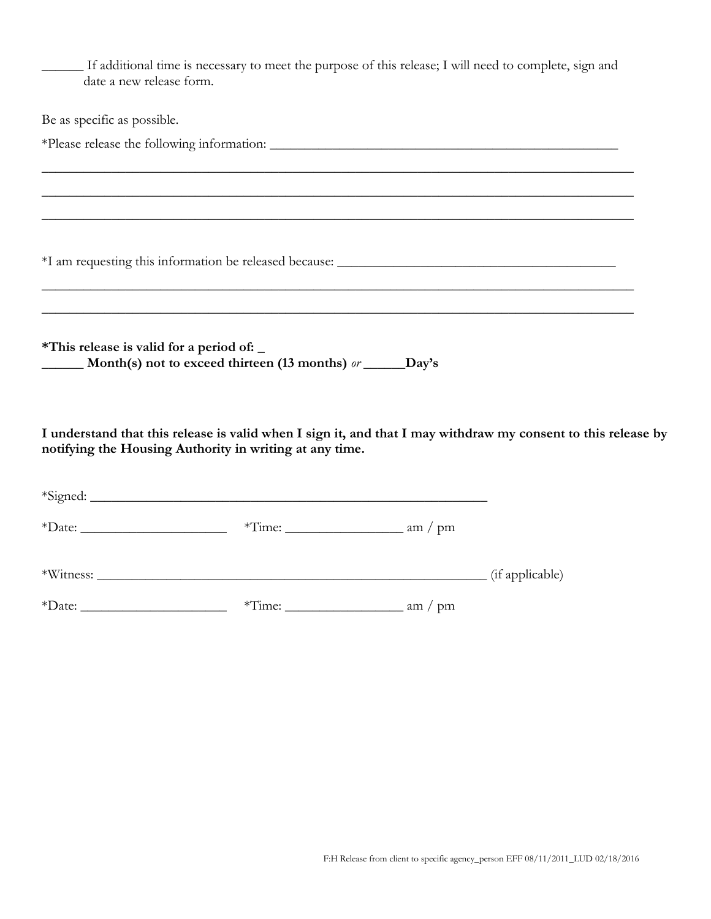______ If additional time is necessary to meet the purpose of this release; I will need to complete, sign and date a new release form.

Be as specific as possible.

*Please release the following information: ___________________________________________________

___________________________________________________________________________________________

___________________________________________________________________________________________

___________________________________________________________________________________________

*I am requesting this information be released because: ________________________________________

___________________________________________________________________________________________

___________________________________________________________________________________________

**\*This release is valid for a period of: _**
**______ Month(s) not to exceed thirteen (13 months)** *or* **______Day's**

**I understand that this release is valid when I sign it, and that I may withdraw my consent to this release by notifying the Housing Authority in writing at any time.**

*Signed: _______________________________________________________

*Date: ____________________ *Time: _______________ am / pm

*Witness: ______________________________________________________ (if applicable)

*Date: ____________________ *Time: _______________ am / pm

F:H Release from client to specific agency_person EFF 08/11/2011_LUD 02/18/2016